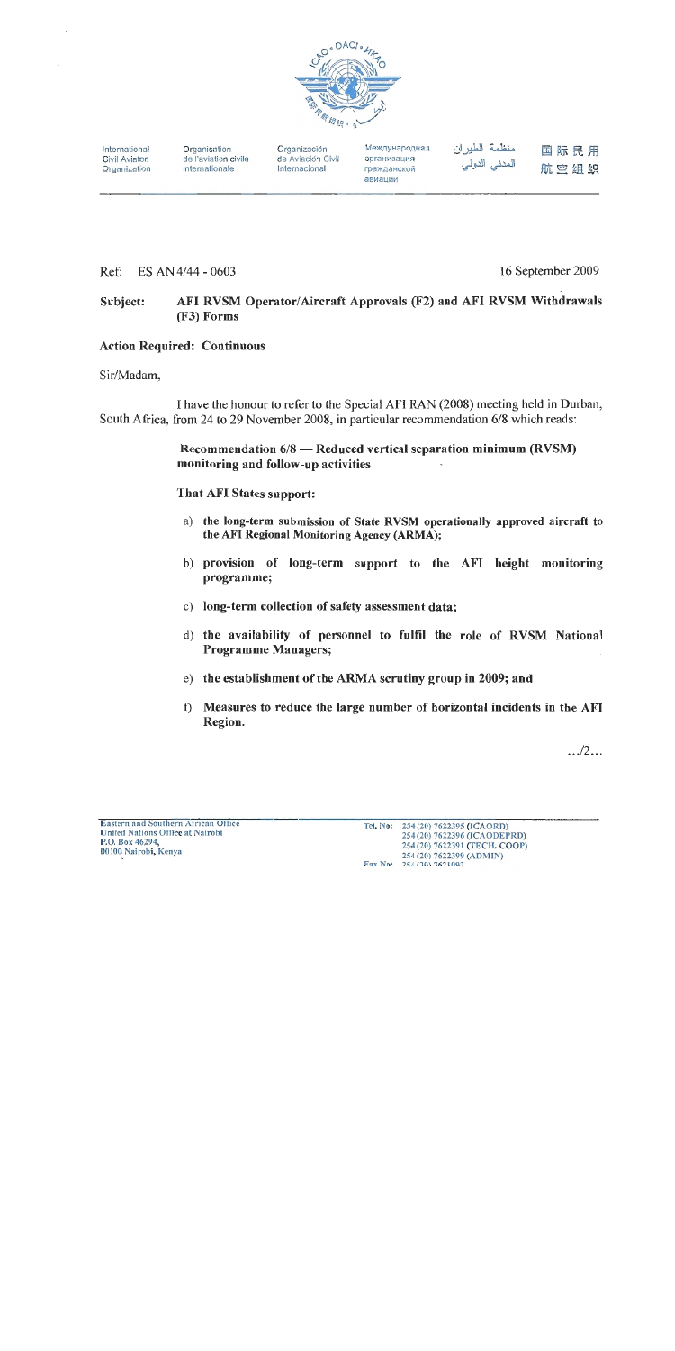International Civil Aviation Organization | Organisation de l'aviation civile internationale | Organización de Aviación Civil Internacional | Международная организация гражданской авиации | منظمة الطيران المدني الدولي | 国际民用航空组织

Ref: ES AN 4/44 - 0603

16 September 2009

**Subject: AFI RVSM Operator/Aircraft Approvals (F2) and AFI RVSM Withdrawals (F3) Forms**

**Action Required: Continuous**

Sir/Madam,

I have the honour to refer to the Special AFI RAN (2008) meeting held in Durban, South Africa, from 24 to 29 November 2008, in particular recommendation 6/8 which reads:

> **Recommendation 6/8 — Reduced vertical separation minimum (RVSM) monitoring and follow-up activities**
>
> **That AFI States support:**
>
> a) **the long-term submission of State RVSM operationally approved aircraft to the AFI Regional Monitoring Agency (ARMA);**
>
> b) **provision of long-term support to the AFI height monitoring programme;**
>
> c) **long-term collection of safety assessment data;**
>
> d) **the availability of personnel to fulfil the role of RVSM National Programme Managers;**
>
> e) **the establishment of the ARMA scrutiny group in 2009; and**
>
> f) **Measures to reduce the large number of horizontal incidents in the AFI Region.**

.../2...

**Eastern and Southern African Office**
**United Nations Office at Nairobi**
**P.O. Box 46294,**
**00100 Nairobi, Kenya**

Tel. No: 254 (20) 7622395 (ICAORD)
254 (20) 7622396 (ICAODEPRD)
254 (20) 7622391 (TECH. COOP)
254 (20) 7622399 (ADMIN)
Fax No: 254 (20) 7621092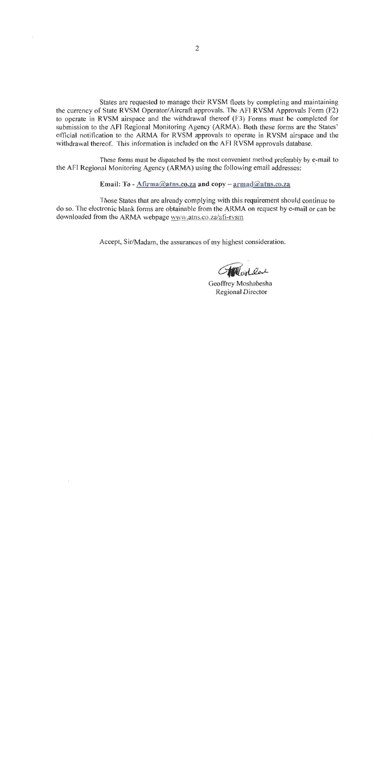States are requested to manage their RVSM fleets by completing and maintaining the currency of State RVSM Operator/Aircraft approvals. The AFI RVSM Approvals Form (F2) to operate in RVSM airspace and the withdrawal thereof (F3) Forms must be completed for submission to the AFI Regional Monitoring Agency (ARMA). Both these forms are the States' official notification to the ARMA for RVSM approvals to operate in RVSM airspace and the withdrawal thereof. This information is included on the AFI RVSM approvals database.

These forms must be dispatched by the most convenient method preferably by e-mail to the AFI Regional Monitoring Agency (ARMA) using the following email addresses:

**Email: To - Afirma@atns.co.za and copy – armad@atns.co.za**

Those States that are already complying with this requirement should continue to do so. The electronic blank forms are obtainable from the ARMA on request by e-mail or can be downloaded from the ARMA webpage www.atns.co.za/afi-rvsm

Accept, Sir/Madam, the assurances of my highest consideration.

Geoffrey Moshabesha
Regional Director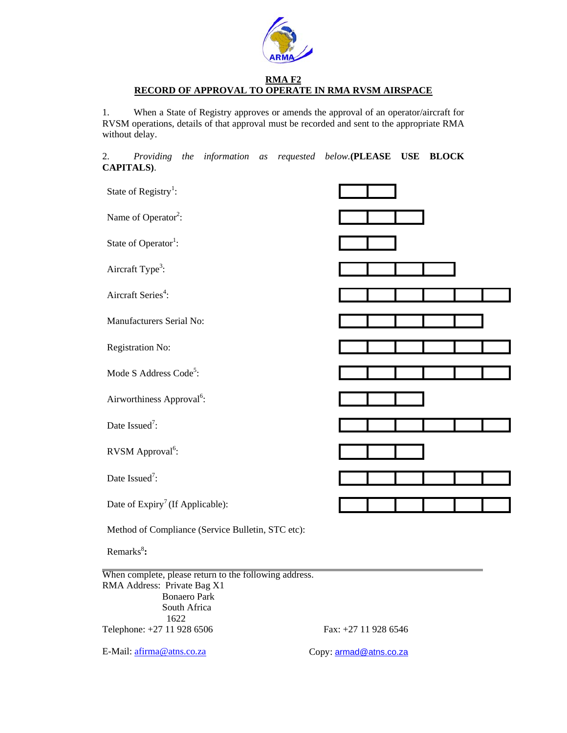## RMA F2
## RECORD OF APPROVAL TO OPERATE IN RMA RVSM AIRSPACE

1. When a State of Registry approves or amends the approval of an operator/aircraft for RVSM operations, details of that approval must be recorded and sent to the appropriate RMA without delay.

2. *Providing the information as requested below.* **(PLEASE USE BLOCK CAPITALS)**.

| Field | | | | | | |
|---|---|---|---|---|---|---|
| State of Registry[1]: | | | | | | |
| Name of Operator[2]: | | | | | | |
| State of Operator[1]: | | | | | | |
| Aircraft Type[3]: | | | | | | |
| Aircraft Series[4]: | | | | | | |
| Manufacturers Serial No: | | | | | | |
| Registration No: | | | | | | |
| Mode S Address Code[5]: | | | | | | |
| Airworthiness Approval[6]: | | | | | | |
| Date Issued[7]: | | | | | | |
| RVSM Approval[6]: | | | | | | |
| Date Issued[7]: | | | | | | |
| Date of Expiry[7] (If Applicable): | | | | | | |

Method of Compliance (Service Bulletin, STC etc):

Remarks[8]**:**

---

When complete, please return to the following address.

RMA Address: Private Bag X1
Bonaero Park
South Africa
1622

Telephone: +27 11 928 6506

Fax: +27 11 928 6546

E-Mail: afirma@atns.co.za

Copy: armad@atns.co.za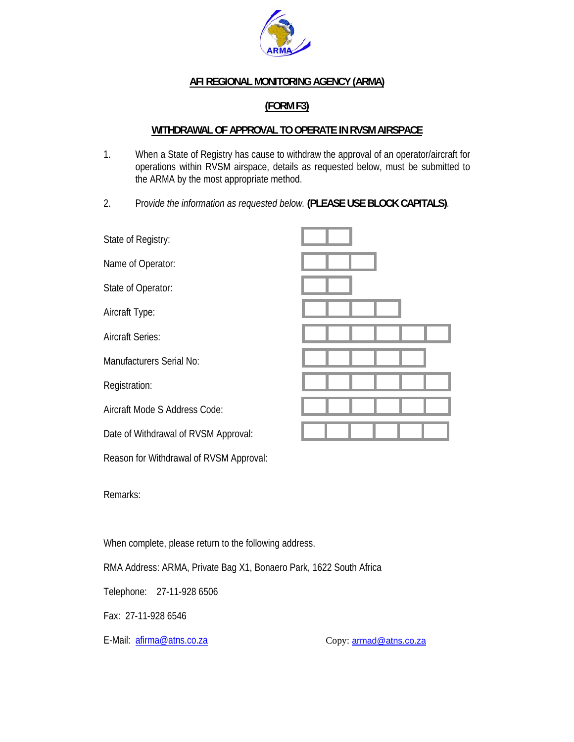**AFI REGIONAL MONITORING AGENCY (ARMA)**

**(FORM F3)**

**WITHDRAWAL OF APPROVAL TO OPERATE IN RVSM AIRSPACE**

1. When a State of Registry has cause to withdraw the approval of an operator/aircraft for operations within RVSM airspace, details as requested below, must be submitted to the ARMA by the most appropriate method.

2. Pro*vide the information as requested below.* **(PLEASE USE BLOCK CAPITALS)**.

| | | | | | | |
|---|---|---|---|---|---|---|
| State of Registry: | | | | | | |
| Name of Operator: | | | | | | |
| State of Operator: | | | | | | |
| Aircraft Type: | | | | | | |
| Aircraft Series: | | | | | | |
| Manufacturers Serial No: | | | | | | |
| Registration: | | | | | | |
| Aircraft Mode S Address Code: | | | | | | |
| Date of Withdrawal of RVSM Approval: | | | | | | |

Reason for Withdrawal of RVSM Approval:

Remarks:

When complete, please return to the following address.

RMA Address: ARMA, Private Bag X1, Bonaero Park, 1622 South Africa

Telephone: 27-11-928 6506

Fax: 27-11-928 6546

E-Mail: afirma@atns.co.za

Copy: armad@atns.co.za